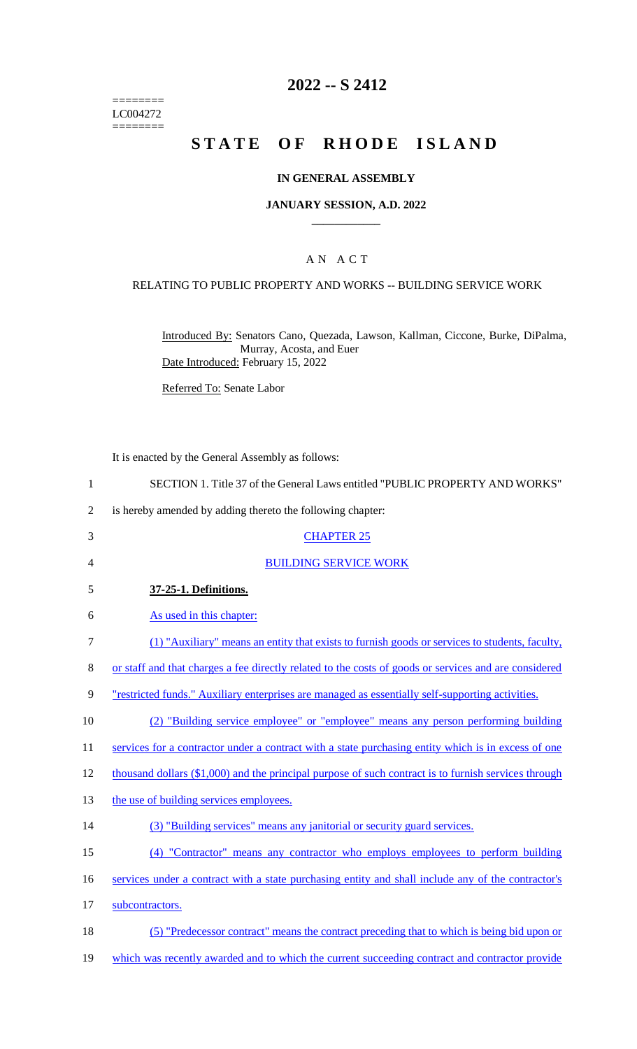========
LC004272
========

# 2022 -- S 2412

# STATE OF RHODE ISLAND

## IN GENERAL ASSEMBLY

### JANUARY SESSION, A.D. 2022

---

## A N A C T

### RELATING TO PUBLIC PROPERTY AND WORKS -- BUILDING SERVICE WORK

Introduced By: Senators Cano, Quezada, Lawson, Kallman, Ciccone, Burke, DiPalma, Murray, Acosta, and Euer

Date Introduced: February 15, 2022

Referred To: Senate Labor

It is enacted by the General Assembly as follows:

SECTION 1. Title 37 of the General Laws entitled "PUBLIC PROPERTY AND WORKS" is hereby amended by adding thereto the following chapter:

CHAPTER 25

BUILDING SERVICE WORK

**37-25-1. Definitions.**

As used in this chapter:

(1) "Auxiliary" means an entity that exists to furnish goods or services to students, faculty, or staff and that charges a fee directly related to the costs of goods or services and are considered "restricted funds." Auxiliary enterprises are managed as essentially self-supporting activities.

(2) "Building service employee" or "employee" means any person performing building services for a contractor under a contract with a state purchasing entity which is in excess of one thousand dollars ($1,000) and the principal purpose of such contract is to furnish services through the use of building services employees.

(3) "Building services" means any janitorial or security guard services.

(4) "Contractor" means any contractor who employs employees to perform building services under a contract with a state purchasing entity and shall include any of the contractor's subcontractors.

(5) "Predecessor contract" means the contract preceding that to which is being bid upon or which was recently awarded and to which the current succeeding contract and contractor provide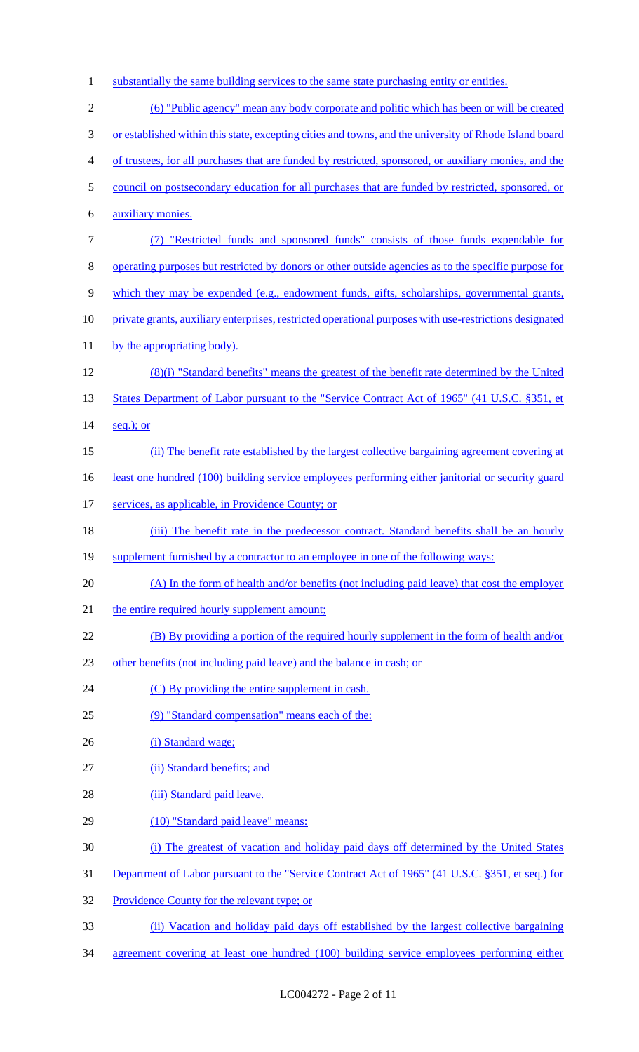substantially the same building services to the same state purchasing entity or entities.

(6) "Public agency" mean any body corporate and politic which has been or will be created or established within this state, excepting cities and towns, and the university of Rhode Island board of trustees, for all purchases that are funded by restricted, sponsored, or auxiliary monies, and the council on postsecondary education for all purchases that are funded by restricted, sponsored, or auxiliary monies.

(7) "Restricted funds and sponsored funds" consists of those funds expendable for operating purposes but restricted by donors or other outside agencies as to the specific purpose for which they may be expended (e.g., endowment funds, gifts, scholarships, governmental grants, private grants, auxiliary enterprises, restricted operational purposes with use-restrictions designated by the appropriating body).

(8)(i) "Standard benefits" means the greatest of the benefit rate determined by the United States Department of Labor pursuant to the "Service Contract Act of 1965" (41 U.S.C. §351, et seq.); or

(ii) The benefit rate established by the largest collective bargaining agreement covering at least one hundred (100) building service employees performing either janitorial or security guard services, as applicable, in Providence County; or

(iii) The benefit rate in the predecessor contract. Standard benefits shall be an hourly supplement furnished by a contractor to an employee in one of the following ways:

(A) In the form of health and/or benefits (not including paid leave) that cost the employer the entire required hourly supplement amount;

(B) By providing a portion of the required hourly supplement in the form of health and/or other benefits (not including paid leave) and the balance in cash; or

(C) By providing the entire supplement in cash.

(9) "Standard compensation" means each of the:

(i) Standard wage;

(ii) Standard benefits; and

(iii) Standard paid leave.

(10) "Standard paid leave" means:

(i) The greatest of vacation and holiday paid days off determined by the United States Department of Labor pursuant to the "Service Contract Act of 1965" (41 U.S.C. §351, et seq.) for Providence County for the relevant type; or

(ii) Vacation and holiday paid days off established by the largest collective bargaining agreement covering at least one hundred (100) building service employees performing either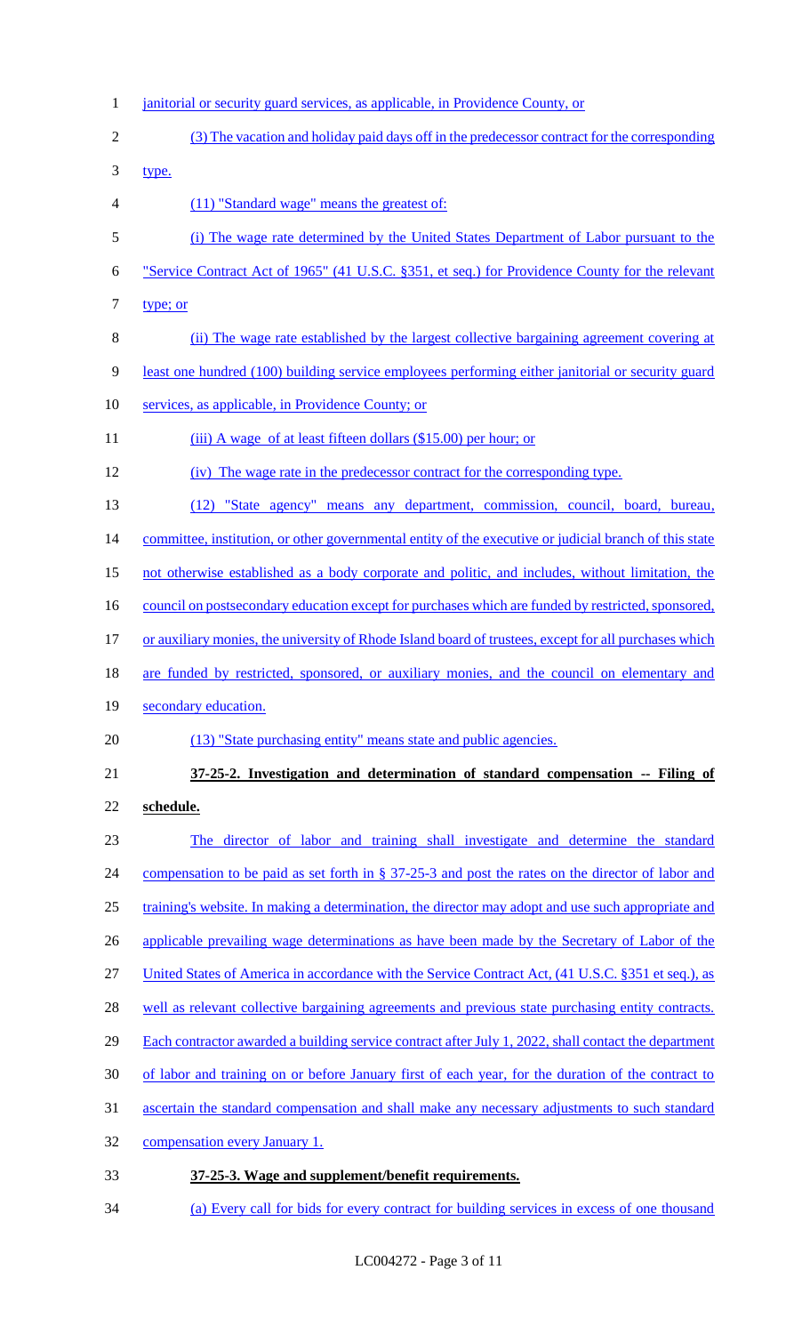janitorial or security guard services, as applicable, in Providence County, or

(3) The vacation and holiday paid days off in the predecessor contract for the corresponding type.

(11) "Standard wage" means the greatest of:

(i) The wage rate determined by the United States Department of Labor pursuant to the "Service Contract Act of 1965" (41 U.S.C. §351, et seq.) for Providence County for the relevant type; or

(ii) The wage rate established by the largest collective bargaining agreement covering at least one hundred (100) building service employees performing either janitorial or security guard services, as applicable, in Providence County; or

(iii) A wage of at least fifteen dollars ($15.00) per hour; or

(iv) The wage rate in the predecessor contract for the corresponding type.

(12) "State agency" means any department, commission, council, board, bureau, committee, institution, or other governmental entity of the executive or judicial branch of this state not otherwise established as a body corporate and politic, and includes, without limitation, the council on postsecondary education except for purchases which are funded by restricted, sponsored, or auxiliary monies, the university of Rhode Island board of trustees, except for all purchases which are funded by restricted, sponsored, or auxiliary monies, and the council on elementary and secondary education.

(13) "State purchasing entity" means state and public agencies.

**37-25-2. Investigation and determination of standard compensation -- Filing of schedule.**

The director of labor and training shall investigate and determine the standard compensation to be paid as set forth in § 37-25-3 and post the rates on the director of labor and training's website. In making a determination, the director may adopt and use such appropriate and applicable prevailing wage determinations as have been made by the Secretary of Labor of the United States of America in accordance with the Service Contract Act, (41 U.S.C. §351 et seq.), as well as relevant collective bargaining agreements and previous state purchasing entity contracts. Each contractor awarded a building service contract after July 1, 2022, shall contact the department of labor and training on or before January first of each year, for the duration of the contract to ascertain the standard compensation and shall make any necessary adjustments to such standard compensation every January 1.

**37-25-3. Wage and supplement/benefit requirements.**

(a) Every call for bids for every contract for building services in excess of one thousand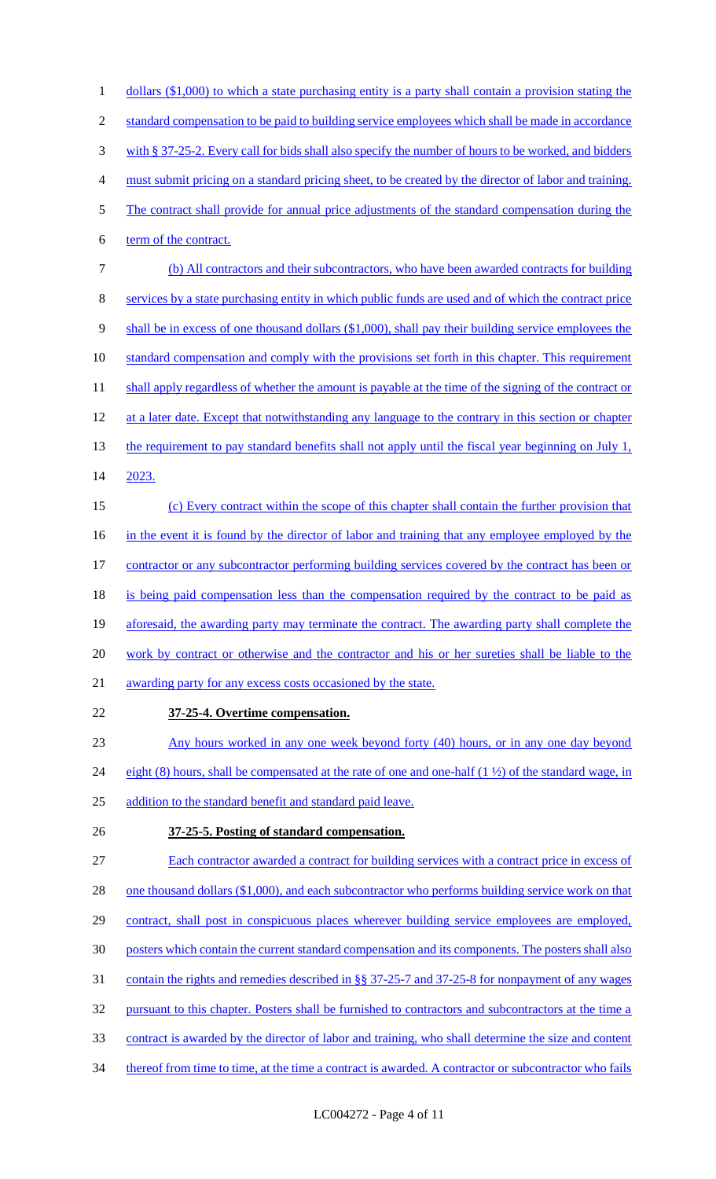dollars ($1,000) to which a state purchasing entity is a party shall contain a provision stating the standard compensation to be paid to building service employees which shall be made in accordance with § 37-25-2. Every call for bids shall also specify the number of hours to be worked, and bidders must submit pricing on a standard pricing sheet, to be created by the director of labor and training. The contract shall provide for annual price adjustments of the standard compensation during the term of the contract.

(b) All contractors and their subcontractors, who have been awarded contracts for building services by a state purchasing entity in which public funds are used and of which the contract price shall be in excess of one thousand dollars ($1,000), shall pay their building service employees the standard compensation and comply with the provisions set forth in this chapter. This requirement shall apply regardless of whether the amount is payable at the time of the signing of the contract or at a later date. Except that notwithstanding any language to the contrary in this section or chapter the requirement to pay standard benefits shall not apply until the fiscal year beginning on July 1, 2023.

(c) Every contract within the scope of this chapter shall contain the further provision that in the event it is found by the director of labor and training that any employee employed by the contractor or any subcontractor performing building services covered by the contract has been or is being paid compensation less than the compensation required by the contract to be paid as aforesaid, the awarding party may terminate the contract. The awarding party shall complete the work by contract or otherwise and the contractor and his or her sureties shall be liable to the awarding party for any excess costs occasioned by the state.

**37-25-4. Overtime compensation.**

Any hours worked in any one week beyond forty (40) hours, or in any one day beyond eight (8) hours, shall be compensated at the rate of one and one-half (1 ½) of the standard wage, in addition to the standard benefit and standard paid leave.

**37-25-5. Posting of standard compensation.**

Each contractor awarded a contract for building services with a contract price in excess of one thousand dollars ($1,000), and each subcontractor who performs building service work on that contract, shall post in conspicuous places wherever building service employees are employed, posters which contain the current standard compensation and its components. The posters shall also contain the rights and remedies described in §§ 37-25-7 and 37-25-8 for nonpayment of any wages pursuant to this chapter. Posters shall be furnished to contractors and subcontractors at the time a contract is awarded by the director of labor and training, who shall determine the size and content thereof from time to time, at the time a contract is awarded. A contractor or subcontractor who fails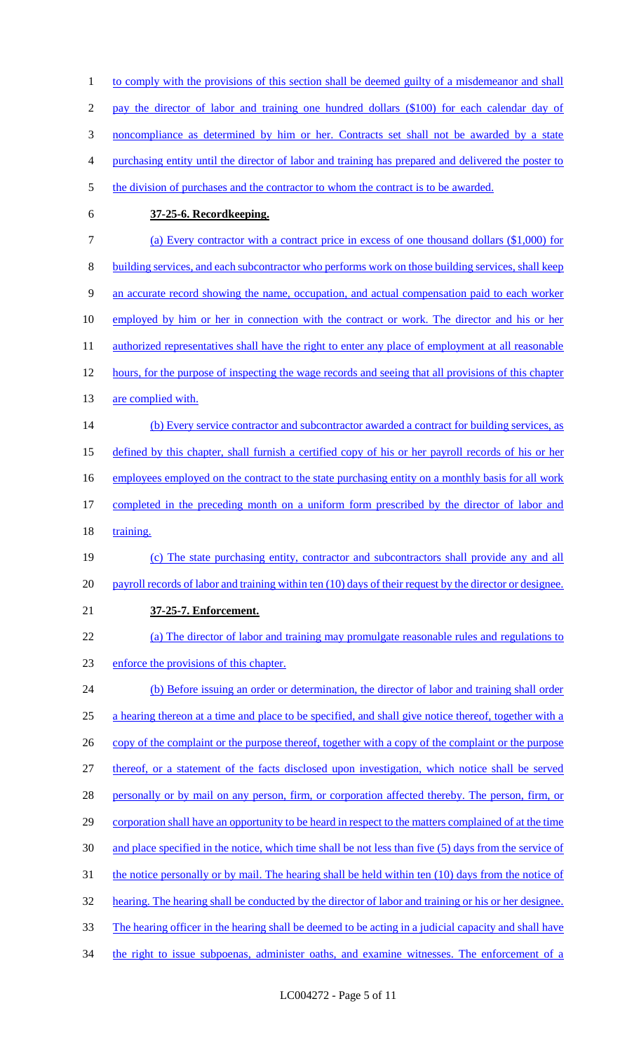to comply with the provisions of this section shall be deemed guilty of a misdemeanor and shall pay the director of labor and training one hundred dollars ($100) for each calendar day of noncompliance as determined by him or her. Contracts set shall not be awarded by a state purchasing entity until the director of labor and training has prepared and delivered the poster to the division of purchases and the contractor to whom the contract is to be awarded.

**37-25-6. Recordkeeping.**

(a) Every contractor with a contract price in excess of one thousand dollars ($1,000) for building services, and each subcontractor who performs work on those building services, shall keep an accurate record showing the name, occupation, and actual compensation paid to each worker employed by him or her in connection with the contract or work. The director and his or her authorized representatives shall have the right to enter any place of employment at all reasonable hours, for the purpose of inspecting the wage records and seeing that all provisions of this chapter are complied with.

(b) Every service contractor and subcontractor awarded a contract for building services, as defined by this chapter, shall furnish a certified copy of his or her payroll records of his or her employees employed on the contract to the state purchasing entity on a monthly basis for all work completed in the preceding month on a uniform form prescribed by the director of labor and training.

(c) The state purchasing entity, contractor and subcontractors shall provide any and all payroll records of labor and training within ten (10) days of their request by the director or designee.

**37-25-7. Enforcement.**

(a) The director of labor and training may promulgate reasonable rules and regulations to enforce the provisions of this chapter.

(b) Before issuing an order or determination, the director of labor and training shall order a hearing thereon at a time and place to be specified, and shall give notice thereof, together with a copy of the complaint or the purpose thereof, together with a copy of the complaint or the purpose thereof, or a statement of the facts disclosed upon investigation, which notice shall be served personally or by mail on any person, firm, or corporation affected thereby. The person, firm, or corporation shall have an opportunity to be heard in respect to the matters complained of at the time and place specified in the notice, which time shall be not less than five (5) days from the service of the notice personally or by mail. The hearing shall be held within ten (10) days from the notice of hearing. The hearing shall be conducted by the director of labor and training or his or her designee. The hearing officer in the hearing shall be deemed to be acting in a judicial capacity and shall have the right to issue subpoenas, administer oaths, and examine witnesses. The enforcement of a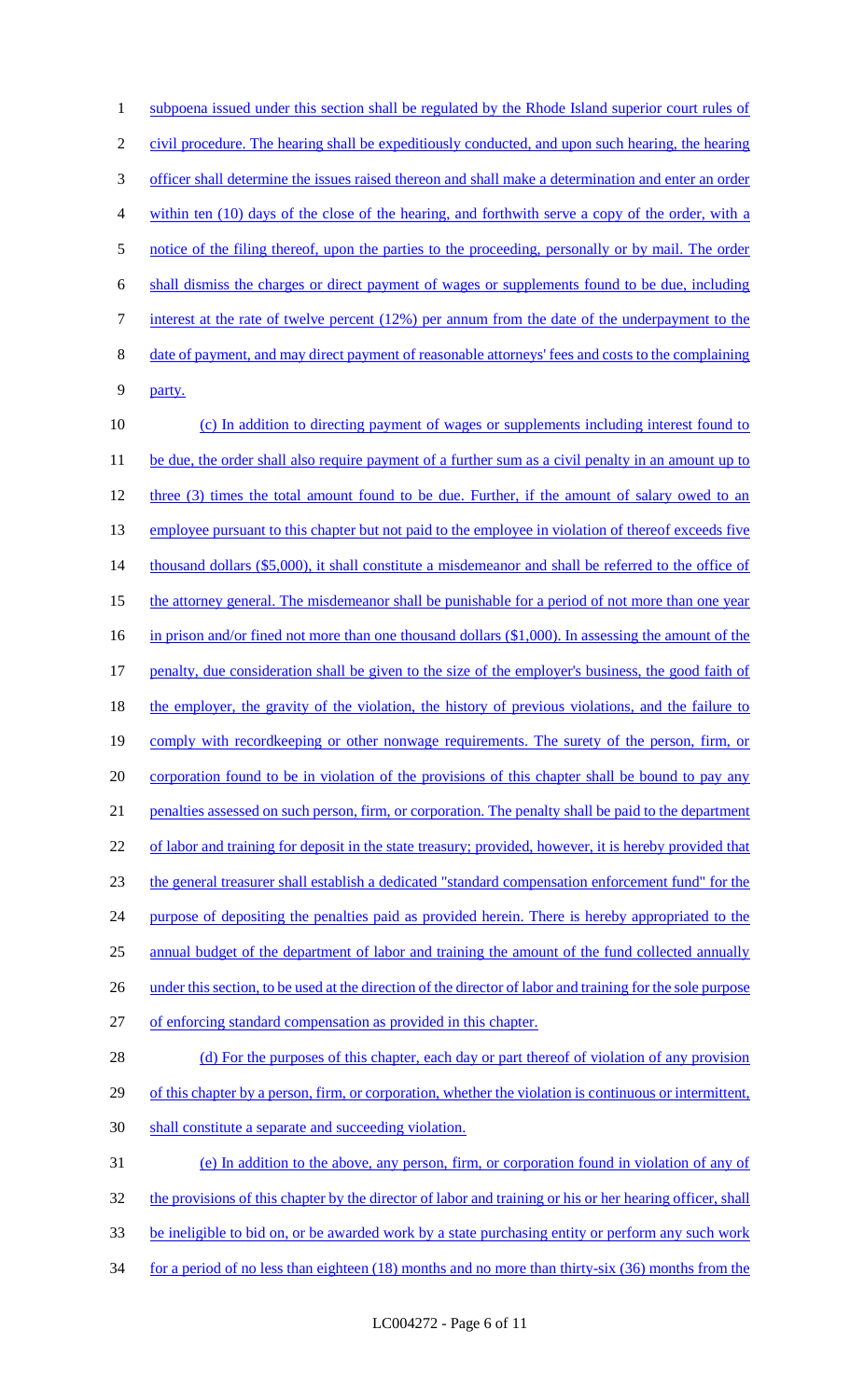subpoena issued under this section shall be regulated by the Rhode Island superior court rules of civil procedure. The hearing shall be expeditiously conducted, and upon such hearing, the hearing officer shall determine the issues raised thereon and shall make a determination and enter an order within ten (10) days of the close of the hearing, and forthwith serve a copy of the order, with a notice of the filing thereof, upon the parties to the proceeding, personally or by mail. The order shall dismiss the charges or direct payment of wages or supplements found to be due, including interest at the rate of twelve percent (12%) per annum from the date of the underpayment to the date of payment, and may direct payment of reasonable attorneys' fees and costs to the complaining party.

(c) In addition to directing payment of wages or supplements including interest found to be due, the order shall also require payment of a further sum as a civil penalty in an amount up to three (3) times the total amount found to be due. Further, if the amount of salary owed to an employee pursuant to this chapter but not paid to the employee in violation of thereof exceeds five thousand dollars ($5,000), it shall constitute a misdemeanor and shall be referred to the office of the attorney general. The misdemeanor shall be punishable for a period of not more than one year in prison and/or fined not more than one thousand dollars ($1,000). In assessing the amount of the penalty, due consideration shall be given to the size of the employer's business, the good faith of the employer, the gravity of the violation, the history of previous violations, and the failure to comply with recordkeeping or other nonwage requirements. The surety of the person, firm, or corporation found to be in violation of the provisions of this chapter shall be bound to pay any penalties assessed on such person, firm, or corporation. The penalty shall be paid to the department of labor and training for deposit in the state treasury; provided, however, it is hereby provided that the general treasurer shall establish a dedicated "standard compensation enforcement fund" for the purpose of depositing the penalties paid as provided herein. There is hereby appropriated to the annual budget of the department of labor and training the amount of the fund collected annually under this section, to be used at the direction of the director of labor and training for the sole purpose of enforcing standard compensation as provided in this chapter.

(d) For the purposes of this chapter, each day or part thereof of violation of any provision of this chapter by a person, firm, or corporation, whether the violation is continuous or intermittent, shall constitute a separate and succeeding violation.

(e) In addition to the above, any person, firm, or corporation found in violation of any of the provisions of this chapter by the director of labor and training or his or her hearing officer, shall be ineligible to bid on, or be awarded work by a state purchasing entity or perform any such work for a period of no less than eighteen (18) months and no more than thirty-six (36) months from the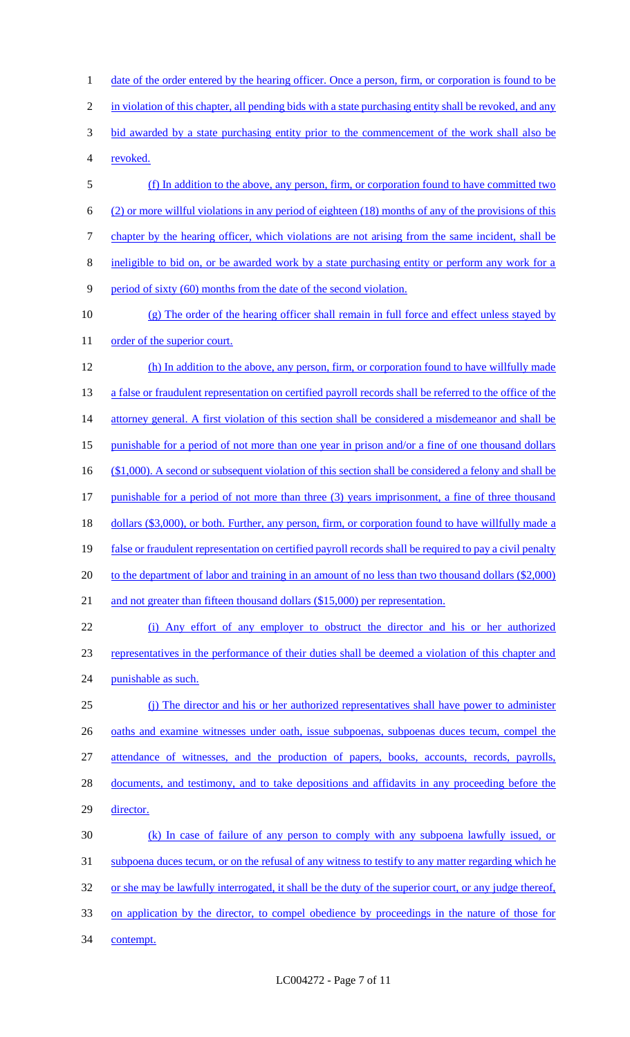date of the order entered by the hearing officer. Once a person, firm, or corporation is found to be in violation of this chapter, all pending bids with a state purchasing entity shall be revoked, and any bid awarded by a state purchasing entity prior to the commencement of the work shall also be revoked.

(f) In addition to the above, any person, firm, or corporation found to have committed two (2) or more willful violations in any period of eighteen (18) months of any of the provisions of this chapter by the hearing officer, which violations are not arising from the same incident, shall be ineligible to bid on, or be awarded work by a state purchasing entity or perform any work for a period of sixty (60) months from the date of the second violation.

(g) The order of the hearing officer shall remain in full force and effect unless stayed by order of the superior court.

(h) In addition to the above, any person, firm, or corporation found to have willfully made a false or fraudulent representation on certified payroll records shall be referred to the office of the attorney general. A first violation of this section shall be considered a misdemeanor and shall be punishable for a period of not more than one year in prison and/or a fine of one thousand dollars ($1,000). A second or subsequent violation of this section shall be considered a felony and shall be punishable for a period of not more than three (3) years imprisonment, a fine of three thousand dollars ($3,000), or both. Further, any person, firm, or corporation found to have willfully made a false or fraudulent representation on certified payroll records shall be required to pay a civil penalty to the department of labor and training in an amount of no less than two thousand dollars ($2,000) and not greater than fifteen thousand dollars ($15,000) per representation.

(i) Any effort of any employer to obstruct the director and his or her authorized representatives in the performance of their duties shall be deemed a violation of this chapter and punishable as such.

(j) The director and his or her authorized representatives shall have power to administer oaths and examine witnesses under oath, issue subpoenas, subpoenas duces tecum, compel the attendance of witnesses, and the production of papers, books, accounts, records, payrolls, documents, and testimony, and to take depositions and affidavits in any proceeding before the director.

(k) In case of failure of any person to comply with any subpoena lawfully issued, or subpoena duces tecum, or on the refusal of any witness to testify to any matter regarding which he or she may be lawfully interrogated, it shall be the duty of the superior court, or any judge thereof, on application by the director, to compel obedience by proceedings in the nature of those for contempt.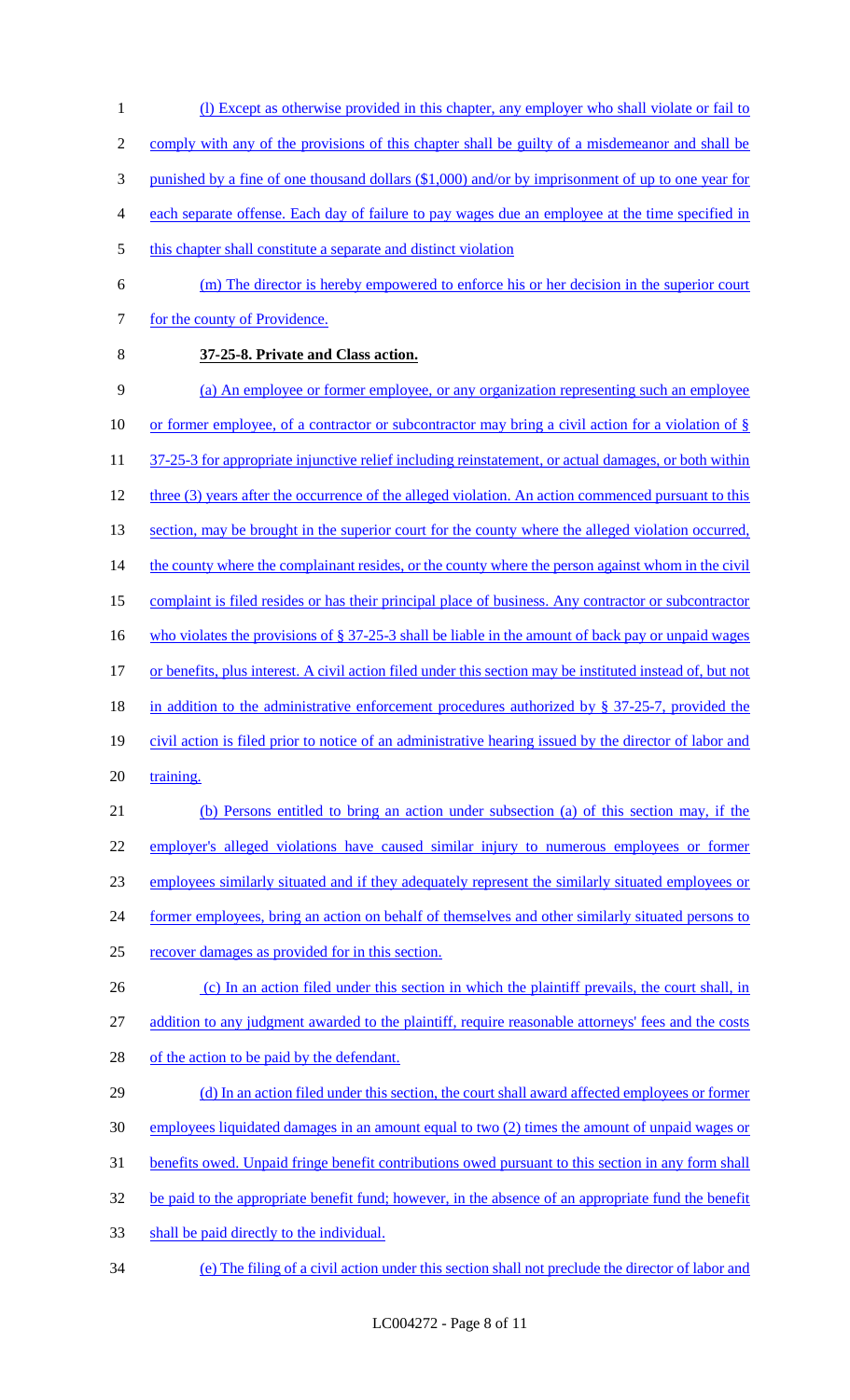(l) Except as otherwise provided in this chapter, any employer who shall violate or fail to comply with any of the provisions of this chapter shall be guilty of a misdemeanor and shall be punished by a fine of one thousand dollars ($1,000) and/or by imprisonment of up to one year for each separate offense. Each day of failure to pay wages due an employee at the time specified in this chapter shall constitute a separate and distinct violation

(m) The director is hereby empowered to enforce his or her decision in the superior court for the county of Providence.

**37-25-8. Private and Class action.**

(a) An employee or former employee, or any organization representing such an employee or former employee, of a contractor or subcontractor may bring a civil action for a violation of § 37-25-3 for appropriate injunctive relief including reinstatement, or actual damages, or both within three (3) years after the occurrence of the alleged violation. An action commenced pursuant to this section, may be brought in the superior court for the county where the alleged violation occurred, the county where the complainant resides, or the county where the person against whom in the civil complaint is filed resides or has their principal place of business. Any contractor or subcontractor who violates the provisions of § 37-25-3 shall be liable in the amount of back pay or unpaid wages or benefits, plus interest. A civil action filed under this section may be instituted instead of, but not in addition to the administrative enforcement procedures authorized by § 37-25-7, provided the civil action is filed prior to notice of an administrative hearing issued by the director of labor and training.

(b) Persons entitled to bring an action under subsection (a) of this section may, if the employer's alleged violations have caused similar injury to numerous employees or former employees similarly situated and if they adequately represent the similarly situated employees or former employees, bring an action on behalf of themselves and other similarly situated persons to recover damages as provided for in this section.

(c) In an action filed under this section in which the plaintiff prevails, the court shall, in addition to any judgment awarded to the plaintiff, require reasonable attorneys' fees and the costs of the action to be paid by the defendant.

(d) In an action filed under this section, the court shall award affected employees or former employees liquidated damages in an amount equal to two (2) times the amount of unpaid wages or benefits owed. Unpaid fringe benefit contributions owed pursuant to this section in any form shall be paid to the appropriate benefit fund; however, in the absence of an appropriate fund the benefit shall be paid directly to the individual.

(e) The filing of a civil action under this section shall not preclude the director of labor and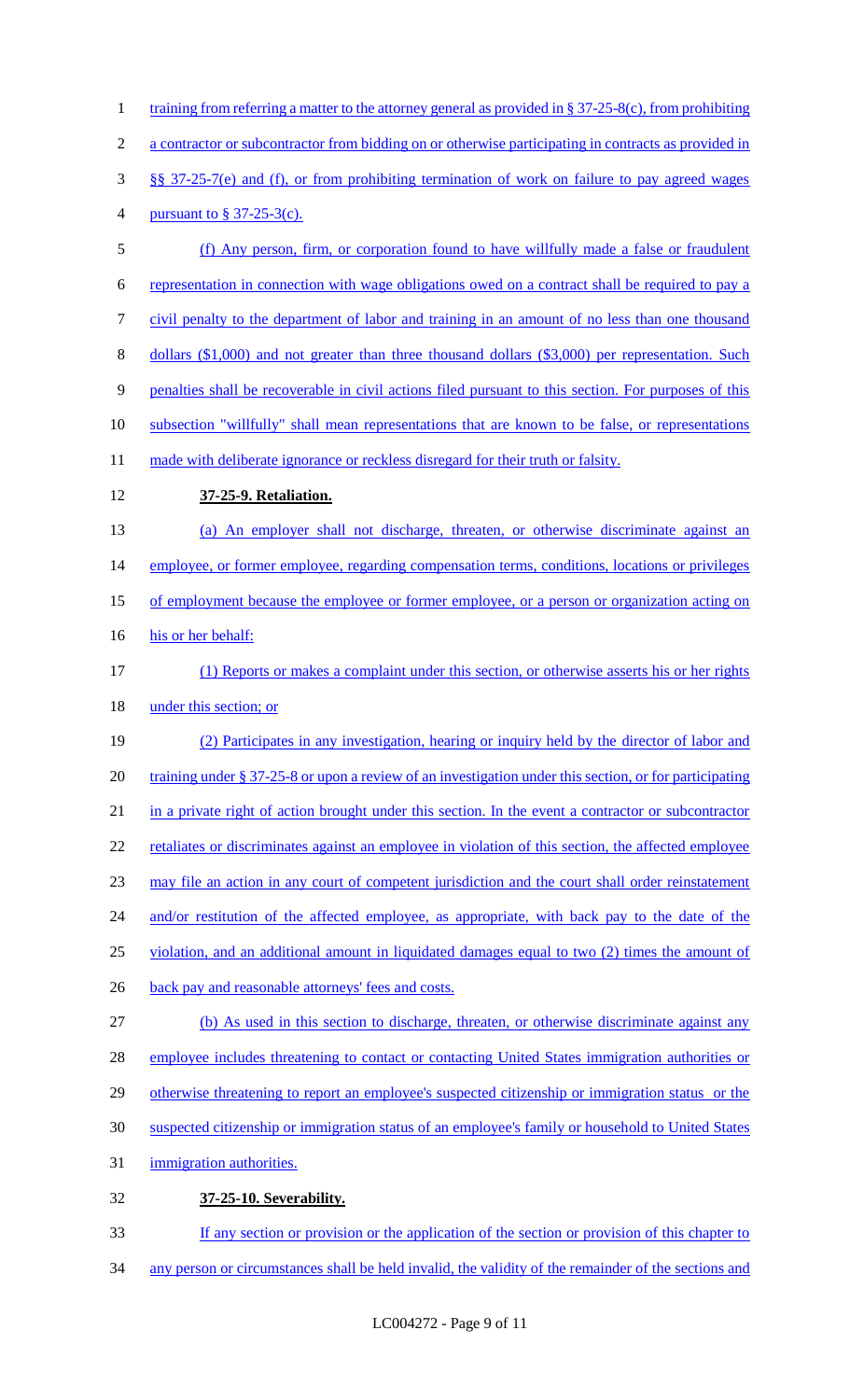training from referring a matter to the attorney general as provided in § 37-25-8(c), from prohibiting a contractor or subcontractor from bidding on or otherwise participating in contracts as provided in §§ 37-25-7(e) and (f), or from prohibiting termination of work on failure to pay agreed wages pursuant to § 37-25-3(c).

(f) Any person, firm, or corporation found to have willfully made a false or fraudulent representation in connection with wage obligations owed on a contract shall be required to pay a civil penalty to the department of labor and training in an amount of no less than one thousand dollars ($1,000) and not greater than three thousand dollars ($3,000) per representation. Such penalties shall be recoverable in civil actions filed pursuant to this section. For purposes of this subsection "willfully" shall mean representations that are known to be false, or representations made with deliberate ignorance or reckless disregard for their truth or falsity.

**37-25-9. Retaliation.**

(a) An employer shall not discharge, threaten, or otherwise discriminate against an employee, or former employee, regarding compensation terms, conditions, locations or privileges of employment because the employee or former employee, or a person or organization acting on his or her behalf:

(1) Reports or makes a complaint under this section, or otherwise asserts his or her rights under this section; or

(2) Participates in any investigation, hearing or inquiry held by the director of labor and training under § 37-25-8 or upon a review of an investigation under this section, or for participating in a private right of action brought under this section. In the event a contractor or subcontractor retaliates or discriminates against an employee in violation of this section, the affected employee may file an action in any court of competent jurisdiction and the court shall order reinstatement and/or restitution of the affected employee, as appropriate, with back pay to the date of the violation, and an additional amount in liquidated damages equal to two (2) times the amount of back pay and reasonable attorneys' fees and costs.

(b) As used in this section to discharge, threaten, or otherwise discriminate against any employee includes threatening to contact or contacting United States immigration authorities or otherwise threatening to report an employee's suspected citizenship or immigration status or the suspected citizenship or immigration status of an employee's family or household to United States immigration authorities.

**37-25-10. Severability.**

If any section or provision or the application of the section or provision of this chapter to any person or circumstances shall be held invalid, the validity of the remainder of the sections and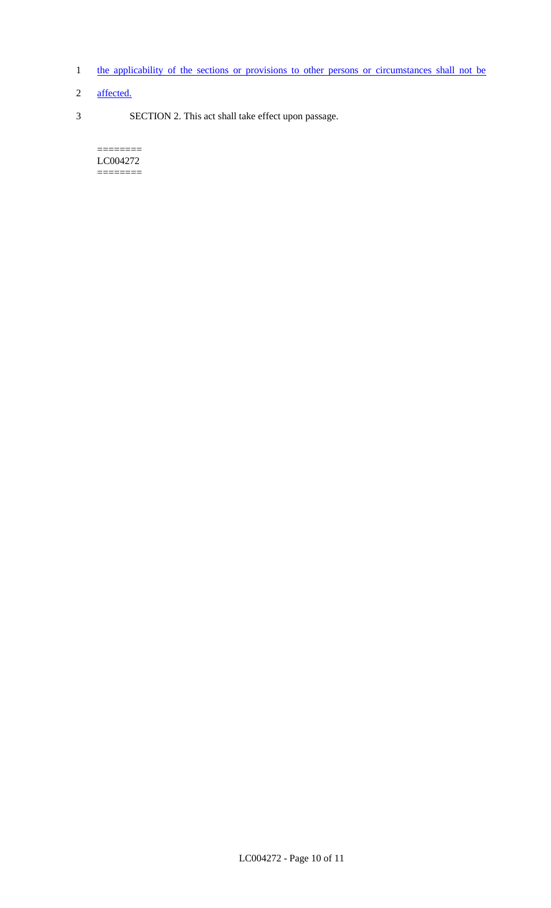the applicability of the sections or provisions to other persons or circumstances shall not be affected.

SECTION 2. This act shall take effect upon passage.

========
LC004272
========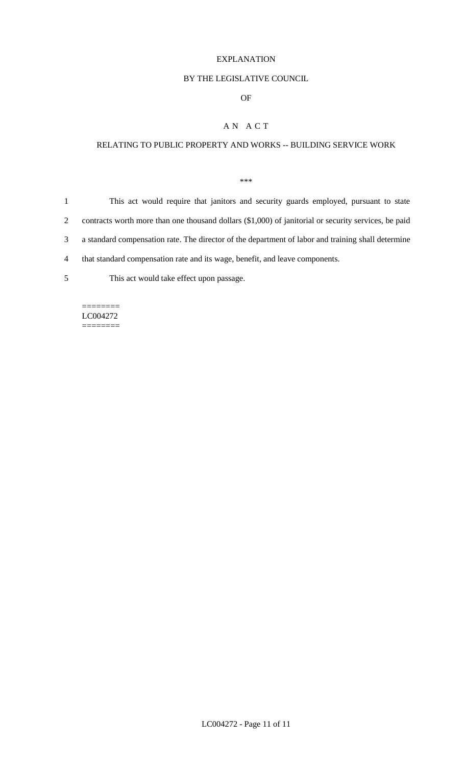EXPLANATION

BY THE LEGISLATIVE COUNCIL

OF

A N A C T

RELATING TO PUBLIC PROPERTY AND WORKS -- BUILDING SERVICE WORK

***

1 This act would require that janitors and security guards employed, pursuant to state
2 contracts worth more than one thousand dollars ($1,000) of janitorial or security services, be paid
3 a standard compensation rate. The director of the department of labor and training shall determine
4 that standard compensation rate and its wage, benefit, and leave components.
5 This act would take effect upon passage.

========
LC004272
========